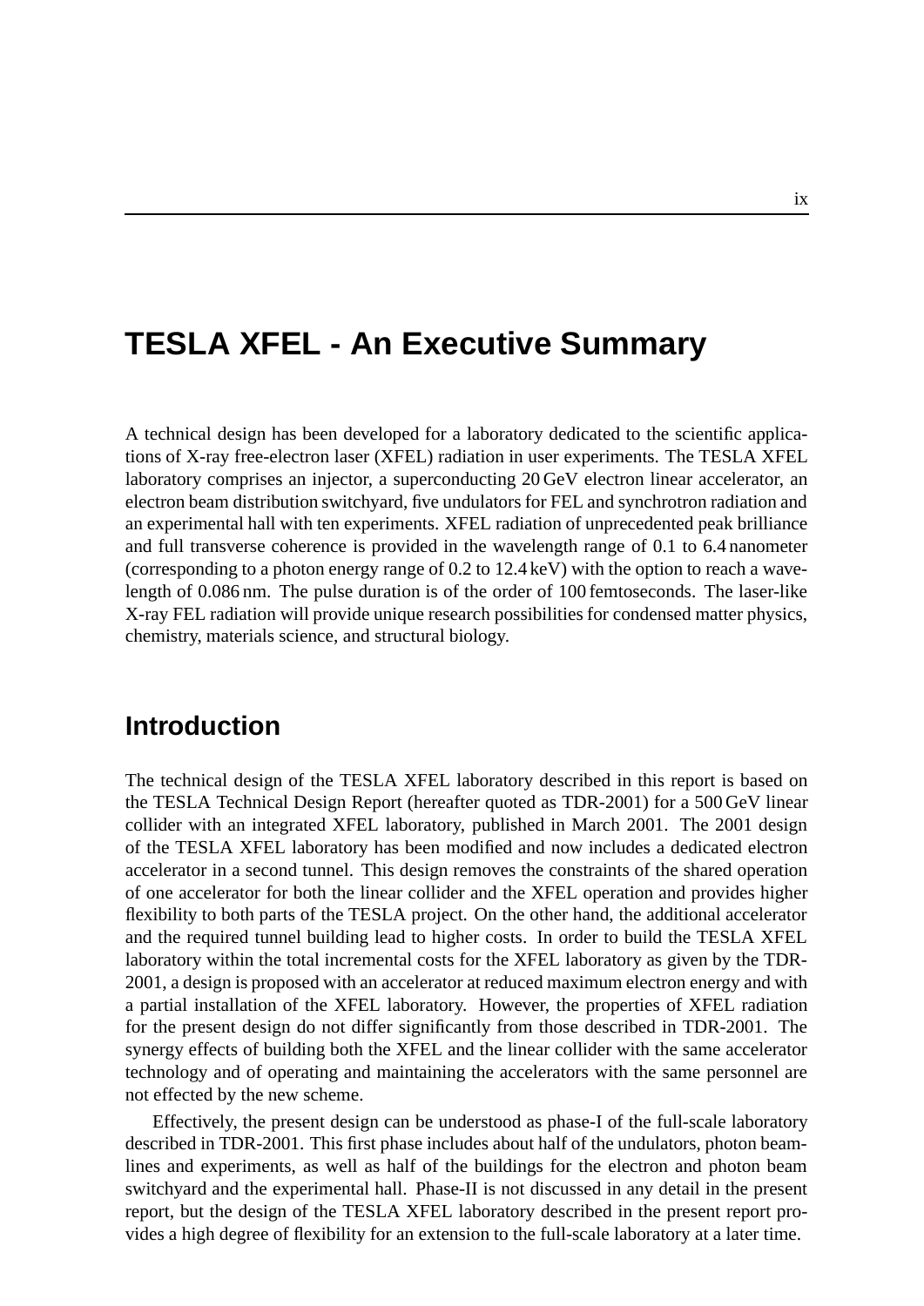# TESLA XFEL - An Executive Summary

A technical design has been developed for a laboratory dedicated to the scientific applications of X-ray free-electron laser (XFEL) radiation in user experiments. The TESLA XFEL laboratory comprises an injector, a superconducting 20 GeV electron linear accelerator, an electron beam distribution switchyard, five undulators for FEL and synchrotron radiation and an experimental hall with ten experiments. XFEL radiation of unprecedented peak brilliance and full transverse coherence is provided in the wavelength range of 0.1 to 6.4 nanometer (corresponding to a photon energy range of 0.2 to 12.4 keV) with the option to reach a wavelength of 0.086 nm. The pulse duration is of the order of 100 femtoseconds. The laser-like X-ray FEL radiation will provide unique research possibilities for condensed matter physics, chemistry, materials science, and structural biology.

## Introduction

The technical design of the TESLA XFEL laboratory described in this report is based on the TESLA Technical Design Report (hereafter quoted as TDR-2001) for a 500 GeV linear collider with an integrated XFEL laboratory, published in March 2001. The 2001 design of the TESLA XFEL laboratory has been modified and now includes a dedicated electron accelerator in a second tunnel. This design removes the constraints of the shared operation of one accelerator for both the linear collider and the XFEL operation and provides higher flexibility to both parts of the TESLA project. On the other hand, the additional accelerator and the required tunnel building lead to higher costs. In order to build the TESLA XFEL laboratory within the total incremental costs for the XFEL laboratory as given by the TDR-2001, a design is proposed with an accelerator at reduced maximum electron energy and with a partial installation of the XFEL laboratory. However, the properties of XFEL radiation for the present design do not differ significantly from those described in TDR-2001. The synergy effects of building both the XFEL and the linear collider with the same accelerator technology and of operating and maintaining the accelerators with the same personnel are not effected by the new scheme.

Effectively, the present design can be understood as phase-I of the full-scale laboratory described in TDR-2001. This first phase includes about half of the undulators, photon beamlines and experiments, as well as half of the buildings for the electron and photon beam switchyard and the experimental hall. Phase-II is not discussed in any detail in the present report, but the design of the TESLA XFEL laboratory described in the present report provides a high degree of flexibility for an extension to the full-scale laboratory at a later time.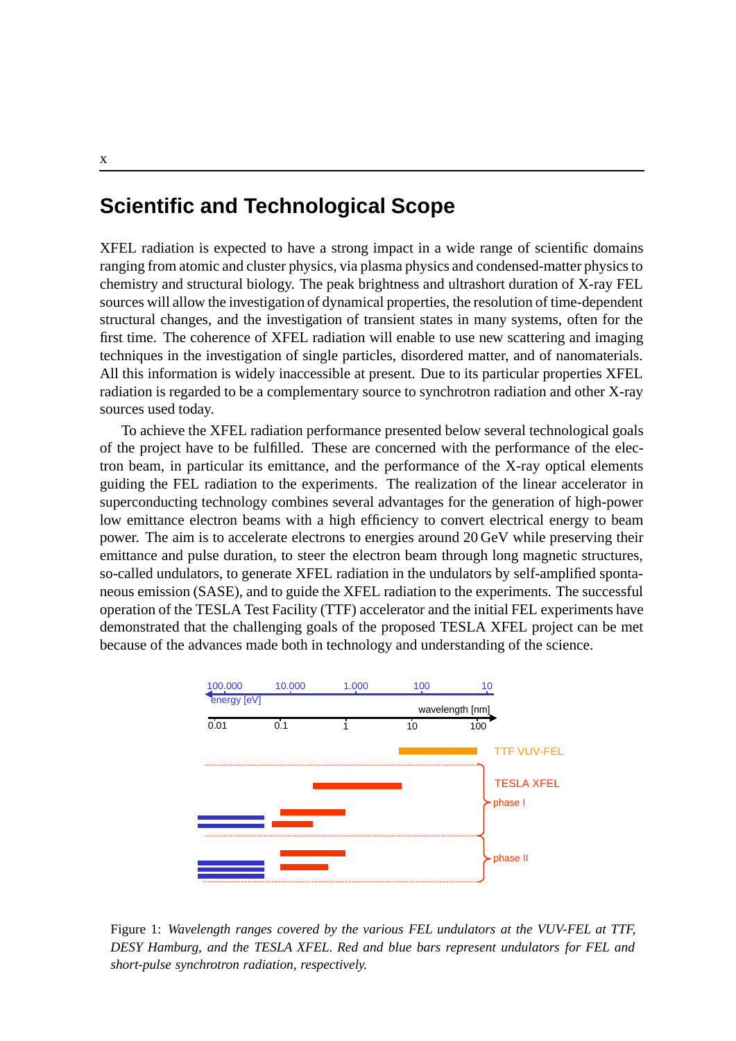## Scientific and Technological Scope

XFEL radiation is expected to have a strong impact in a wide range of scientific domains ranging from atomic and cluster physics, via plasma physics and condensed-matter physics to chemistry and structural biology. The peak brightness and ultrashort duration of X-ray FEL sources will allow the investigation of dynamical properties, the resolution of time-dependent structural changes, and the investigation of transient states in many systems, often for the first time. The coherence of XFEL radiation will enable to use new scattering and imaging techniques in the investigation of single particles, disordered matter, and of nanomaterials. All this information is widely inaccessible at present. Due to its particular properties XFEL radiation is regarded to be a complementary source to synchrotron radiation and other X-ray sources used today.

To achieve the XFEL radiation performance presented below several technological goals of the project have to be fulfilled. These are concerned with the performance of the electron beam, in particular its emittance, and the performance of the X-ray optical elements guiding the FEL radiation to the experiments. The realization of the linear accelerator in superconducting technology combines several advantages for the generation of high-power low emittance electron beams with a high efficiency to convert electrical energy to beam power. The aim is to accelerate electrons to energies around 20 GeV while preserving their emittance and pulse duration, to steer the electron beam through long magnetic structures, so-called undulators, to generate XFEL radiation in the undulators by self-amplified spontaneous emission (SASE), and to guide the XFEL radiation to the experiments. The successful operation of the TESLA Test Facility (TTF) accelerator and the initial FEL experiments have demonstrated that the challenging goals of the proposed TESLA XFEL project can be met because of the advances made both in technology and understanding of the science.

Figure 1: *Wavelength ranges covered by the various FEL undulators at the VUV-FEL at TTF, DESY Hamburg, and the TESLA XFEL. Red and blue bars represent undulators for FEL and short-pulse synchrotron radiation, respectively.*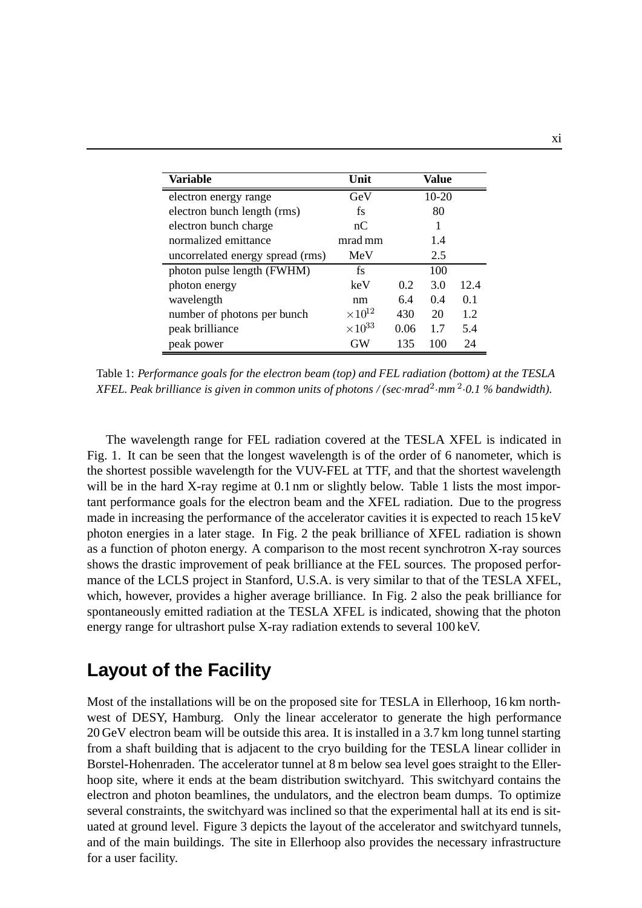| Variable | Unit | Value | | |
|---|---|---|---|---|
| electron energy range | GeV | 10-20 | | |
| electron bunch length (rms) | fs | 80 | | |
| electron bunch charge | nC | 1 | | |
| normalized emittance | mrad mm | 1.4 | | |
| uncorrelated energy spread (rms) | MeV | 2.5 | | |
| photon pulse length (FWHM) | fs | 100 | | |
| photon energy | keV | 0.2 | 3.0 | 12.4 |
| wavelength | nm | 6.4 | 0.4 | 0.1 |
| number of photons per bunch | $\times 10^{12}$ | 430 | 20 | 1.2 |
| peak brilliance | $\times 10^{33}$ | 0.06 | 1.7 | 5.4 |
| peak power | GW | 135 | 100 | 24 |

Table 1: *Performance goals for the electron beam (top) and FEL radiation (bottom) at the TESLA XFEL. Peak brilliance is given in common units of photons / (sec·mrad$^2$·mm$^2$·0.1 % bandwidth).*

The wavelength range for FEL radiation covered at the TESLA XFEL is indicated in Fig. 1. It can be seen that the longest wavelength is of the order of 6 nanometer, which is the shortest possible wavelength for the VUV-FEL at TTF, and that the shortest wavelength will be in the hard X-ray regime at 0.1 nm or slightly below. Table 1 lists the most important performance goals for the electron beam and the XFEL radiation. Due to the progress made in increasing the performance of the accelerator cavities it is expected to reach 15 keV photon energies in a later stage. In Fig. 2 the peak brilliance of XFEL radiation is shown as a function of photon energy. A comparison to the most recent synchrotron X-ray sources shows the drastic improvement of peak brilliance at the FEL sources. The proposed performance of the LCLS project in Stanford, U.S.A. is very similar to that of the TESLA XFEL, which, however, provides a higher average brilliance. In Fig. 2 also the peak brilliance for spontaneously emitted radiation at the TESLA XFEL is indicated, showing that the photon energy range for ultrashort pulse X-ray radiation extends to several 100 keV.

## Layout of the Facility

Most of the installations will be on the proposed site for TESLA in Ellerhoop, 16 km northwest of DESY, Hamburg. Only the linear accelerator to generate the high performance 20 GeV electron beam will be outside this area. It is installed in a 3.7 km long tunnel starting from a shaft building that is adjacent to the cryo building for the TESLA linear collider in Borstel-Hohenraden. The accelerator tunnel at 8 m below sea level goes straight to the Ellerhoop site, where it ends at the beam distribution switchyard. This switchyard contains the electron and photon beamlines, the undulators, and the electron beam dumps. To optimize several constraints, the switchyard was inclined so that the experimental hall at its end is situated at ground level. Figure 3 depicts the layout of the accelerator and switchyard tunnels, and of the main buildings. The site in Ellerhoop also provides the necessary infrastructure for a user facility.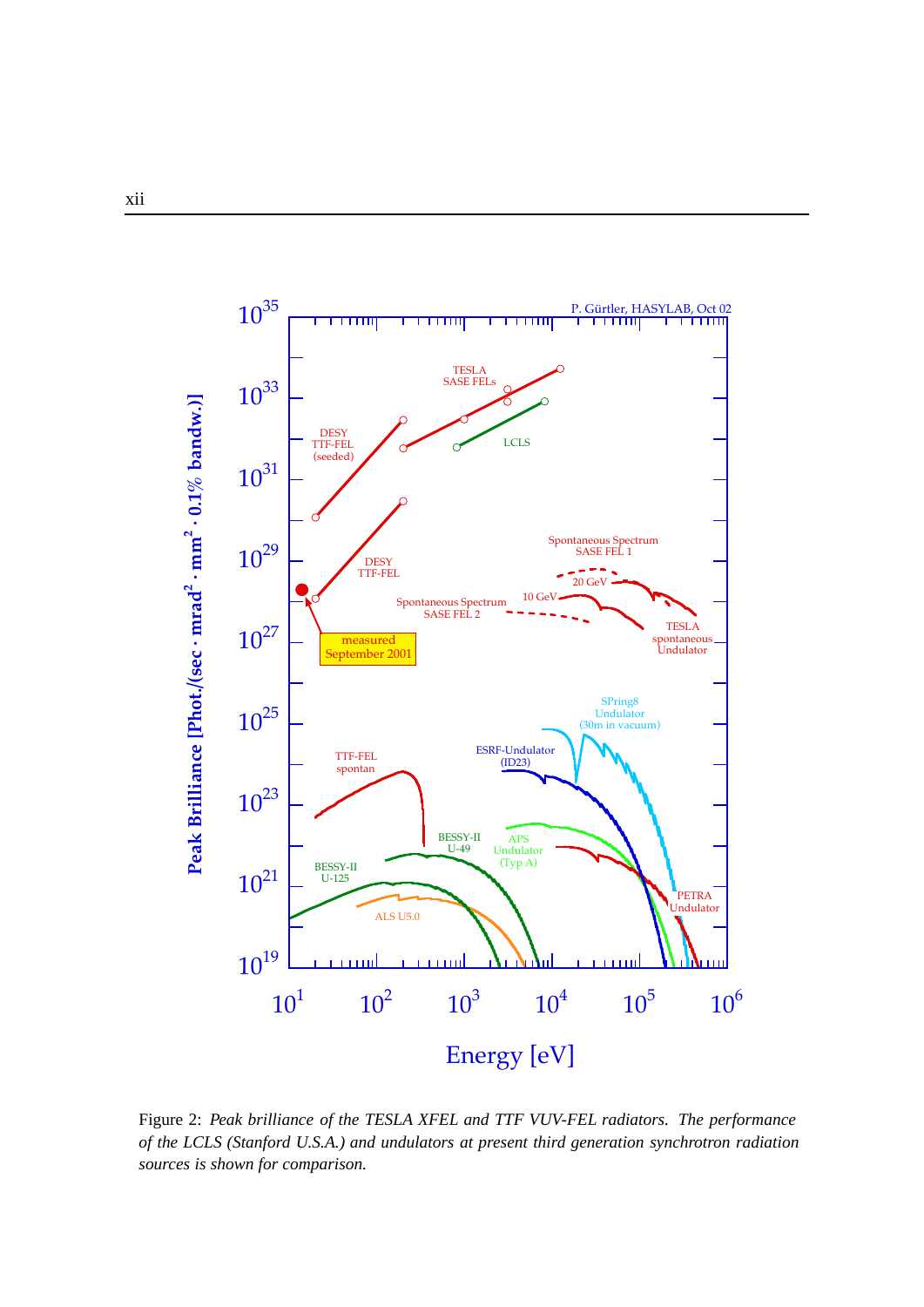Figure 2: *Peak brilliance of the TESLA XFEL and TTF VUV-FEL radiators. The performance of the LCLS (Stanford U.S.A.) and undulators at present third generation synchrotron radiation sources is shown for comparison.*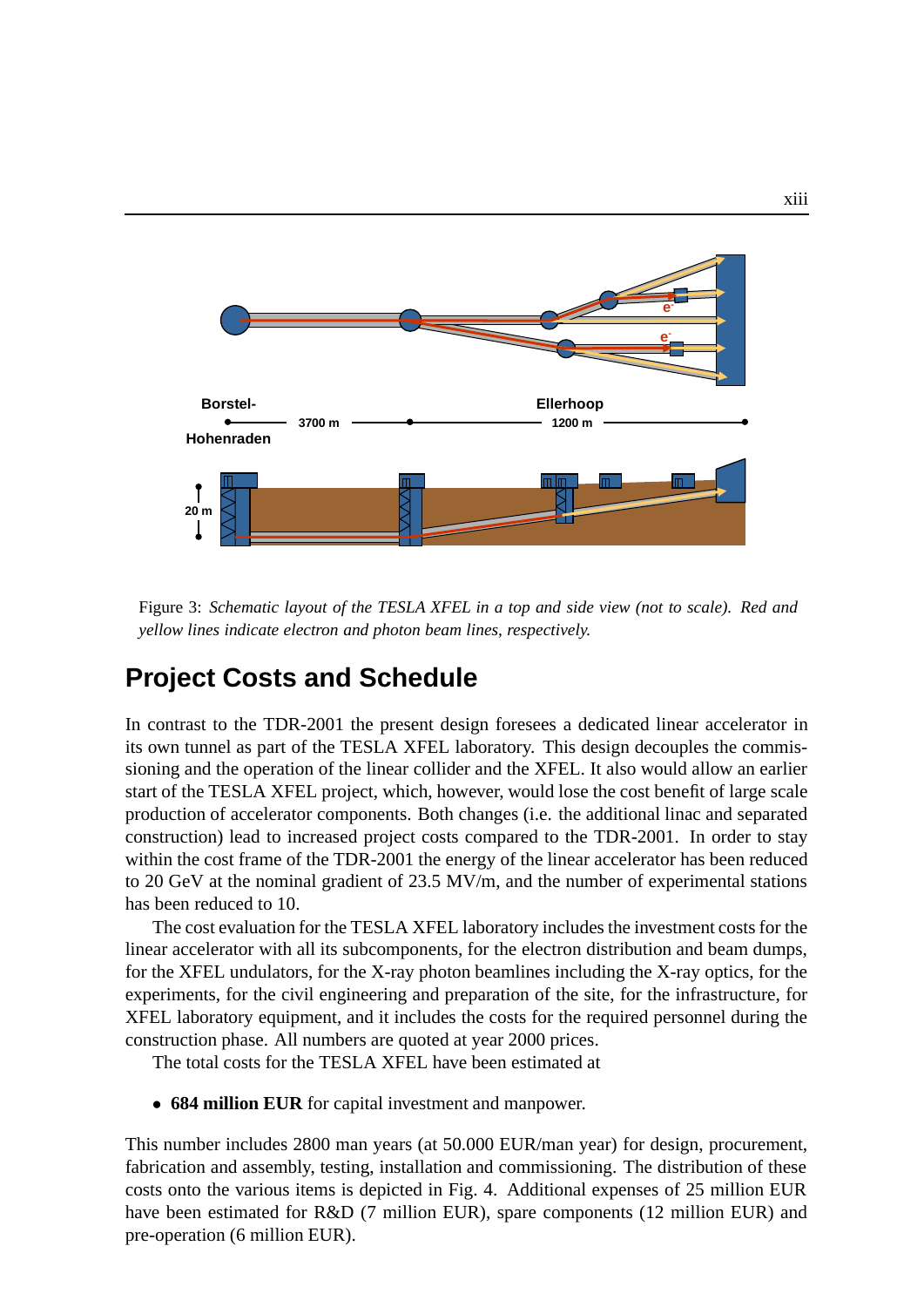Figure 3: *Schematic layout of the TESLA XFEL in a top and side view (not to scale). Red and yellow lines indicate electron and photon beam lines, respectively.*

## Project Costs and Schedule

In contrast to the TDR-2001 the present design foresees a dedicated linear accelerator in its own tunnel as part of the TESLA XFEL laboratory. This design decouples the commissioning and the operation of the linear collider and the XFEL. It also would allow an earlier start of the TESLA XFEL project, which, however, would lose the cost benefit of large scale production of accelerator components. Both changes (i.e. the additional linac and separated construction) lead to increased project costs compared to the TDR-2001. In order to stay within the cost frame of the TDR-2001 the energy of the linear accelerator has been reduced to 20 GeV at the nominal gradient of 23.5 MV/m, and the number of experimental stations has been reduced to 10.

The cost evaluation for the TESLA XFEL laboratory includes the investment costs for the linear accelerator with all its subcomponents, for the electron distribution and beam dumps, for the XFEL undulators, for the X-ray photon beamlines including the X-ray optics, for the experiments, for the civil engineering and preparation of the site, for the infrastructure, for XFEL laboratory equipment, and it includes the costs for the required personnel during the construction phase. All numbers are quoted at year 2000 prices.

The total costs for the TESLA XFEL have been estimated at

- **684 million EUR** for capital investment and manpower.

This number includes 2800 man years (at 50.000 EUR/man year) for design, procurement, fabrication and assembly, testing, installation and commissioning. The distribution of these costs onto the various items is depicted in Fig. 4. Additional expenses of 25 million EUR have been estimated for R&D (7 million EUR), spare components (12 million EUR) and pre-operation (6 million EUR).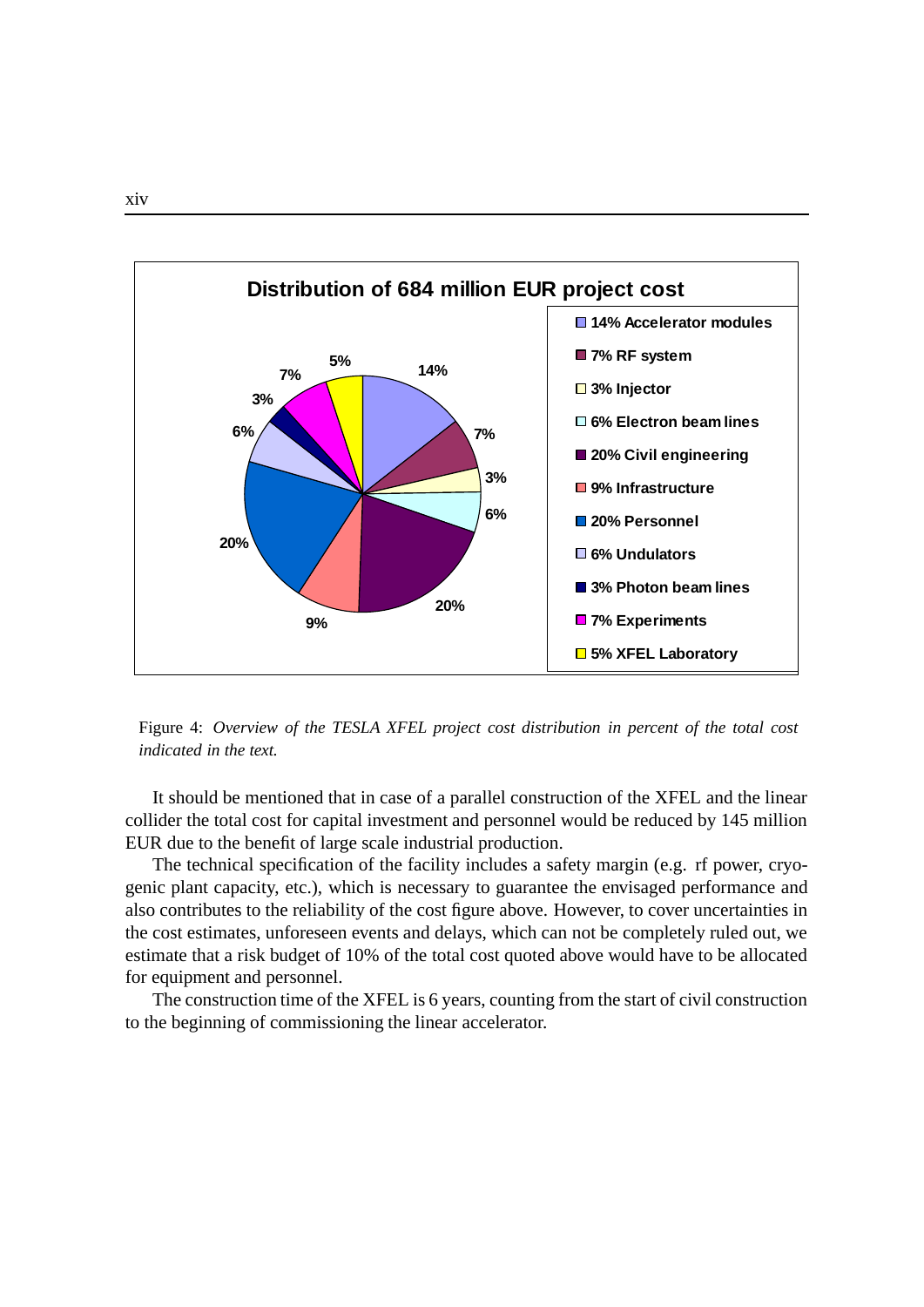Distribution of 684 million EUR project cost

14% Accelerator modules
7% RF system
3% Injector
6% Electron beam lines
20% Civil engineering
9% Infrastructure
20% Personnel
6% Undulators
3% Photon beam lines
7% Experiments
5% XFEL Laboratory

14%
7%
3%
6%
20%
9%
20%
6%
3%
7%
5%

Figure 4: *Overview of the TESLA XFEL project cost distribution in percent of the total cost indicated in the text.*

It should be mentioned that in case of a parallel construction of the XFEL and the linear collider the total cost for capital investment and personnel would be reduced by 145 million EUR due to the benefit of large scale industrial production.

The technical specification of the facility includes a safety margin (e.g. rf power, cryogenic plant capacity, etc.), which is necessary to guarantee the envisaged performance and also contributes to the reliability of the cost figure above. However, to cover uncertainties in the cost estimates, unforeseen events and delays, which can not be completely ruled out, we estimate that a risk budget of 10% of the total cost quoted above would have to be allocated for equipment and personnel.

The construction time of the XFEL is 6 years, counting from the start of civil construction to the beginning of commissioning the linear accelerator.